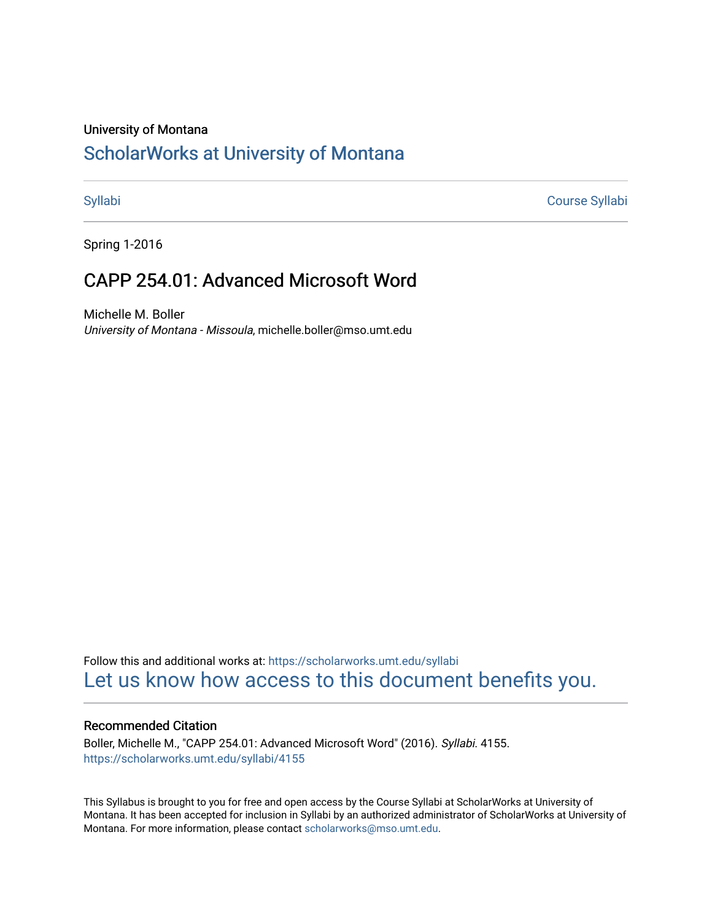University of Montana

# ScholarWorks at University of Montana

Syllabi | Course Syllabi

Spring 1-2016

## CAPP 254.01: Advanced Microsoft Word

Michelle M. Boller

*University of Montana - Missoula*, michelle.boller@mso.umt.edu

Follow this and additional works at: https://scholarworks.umt.edu/syllabi

Let us know how access to this document benefits you.

### Recommended Citation

Boller, Michelle M., "CAPP 254.01: Advanced Microsoft Word" (2016). *Syllabi*. 4155.
https://scholarworks.umt.edu/syllabi/4155

This Syllabus is brought to you for free and open access by the Course Syllabi at ScholarWorks at University of Montana. It has been accepted for inclusion in Syllabi by an authorized administrator of ScholarWorks at University of Montana. For more information, please contact scholarworks@mso.umt.edu.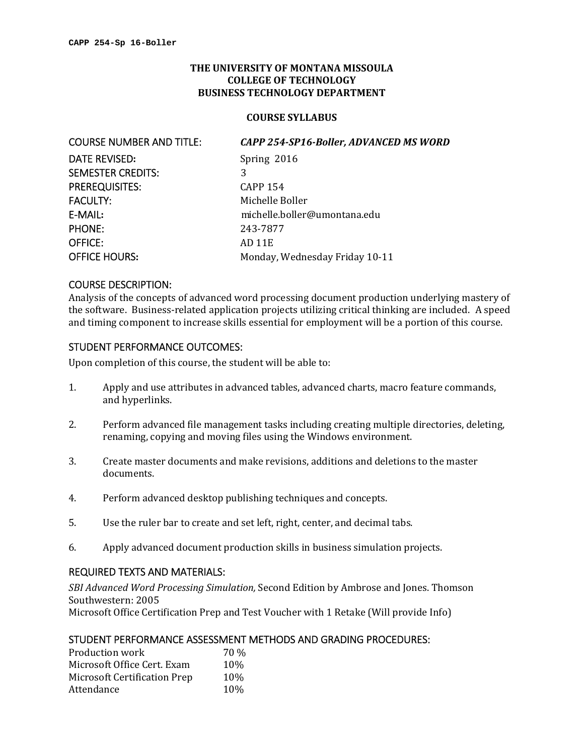### THE UNIVERSITY OF MONTANA MISSOULA
### COLLEGE OF TECHNOLOGY
### BUSINESS TECHNOLOGY DEPARTMENT

#### COURSE SYLLABUS

| | |
|---|---|
| COURSE NUMBER AND TITLE: | ***CAPP 254-SP16-Boller, ADVANCED MS WORD*** |
| DATE REVISED: | Spring 2016 |
| SEMESTER CREDITS: | 3 |
| PREREQUISITES: | CAPP 154 |
| FACULTY: | Michelle Boller |
| E-MAIL: | michelle.boller@umontana.edu |
| PHONE: | 243-7877 |
| OFFICE: | AD 11E |
| OFFICE HOURS: | Monday, Wednesday Friday 10-11 |

## COURSE DESCRIPTION:

Analysis of the concepts of advanced word processing document production underlying mastery of the software. Business-related application projects utilizing critical thinking are included. A speed and timing component to increase skills essential for employment will be a portion of this course.

## STUDENT PERFORMANCE OUTCOMES:

Upon completion of this course, the student will be able to:

1. Apply and use attributes in advanced tables, advanced charts, macro feature commands, and hyperlinks.
2. Perform advanced file management tasks including creating multiple directories, deleting, renaming, copying and moving files using the Windows environment.
3. Create master documents and make revisions, additions and deletions to the master documents.
4. Perform advanced desktop publishing techniques and concepts.
5. Use the ruler bar to create and set left, right, center, and decimal tabs.
6. Apply advanced document production skills in business simulation projects.

## REQUIRED TEXTS AND MATERIALS:

*SBI Advanced Word Processing Simulation,* Second Edition by Ambrose and Jones. Thomson Southwestern: 2005
Microsoft Office Certification Prep and Test Voucher with 1 Retake (Will provide Info)

## STUDENT PERFORMANCE ASSESSMENT METHODS AND GRADING PROCEDURES:

| | |
|---|---|
| Production work | 70 % |
| Microsoft Office Cert. Exam | 10% |
| Microsoft Certification Prep | 10% |
| Attendance | 10% |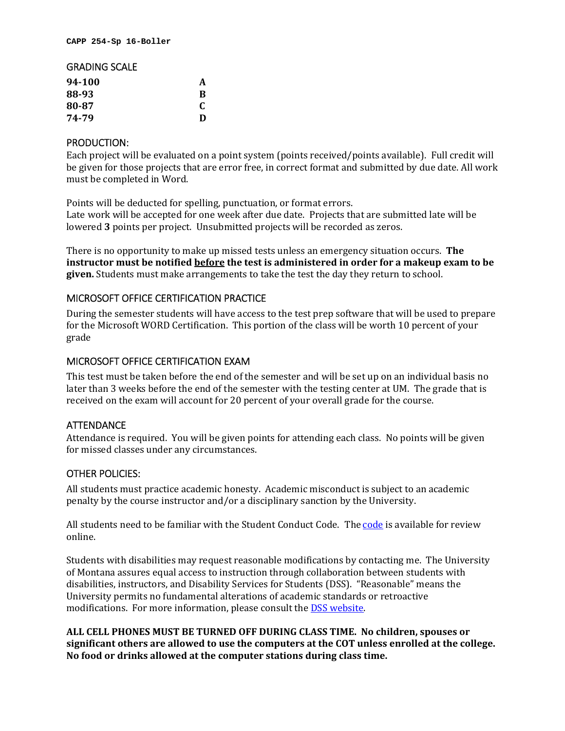## GRADING SCALE

| | |
|---|---|
| **94-100** | **A** |
| **88-93** | **B** |
| **80-87** | **C** |
| **74-79** | **D** |

## PRODUCTION:

Each project will be evaluated on a point system (points received/points available). Full credit will be given for those projects that are error free, in correct format and submitted by due date. All work must be completed in Word.

Points will be deducted for spelling, punctuation, or format errors.
Late work will be accepted for one week after due date. Projects that are submitted late will be lowered **3** points per project. Unsubmitted projects will be recorded as zeros.

There is no opportunity to make up missed tests unless an emergency situation occurs. **The instructor must be notified before the test is administered in order for a makeup exam to be given.** Students must make arrangements to take the test the day they return to school.

## MICROSOFT OFFICE CERTIFICATION PRACTICE

During the semester students will have access to the test prep software that will be used to prepare for the Microsoft WORD Certification. This portion of the class will be worth 10 percent of your grade

## MICROSOFT OFFICE CERTIFICATION EXAM

This test must be taken before the end of the semester and will be set up on an individual basis no later than 3 weeks before the end of the semester with the testing center at UM. The grade that is received on the exam will account for 20 percent of your overall grade for the course.

## ATTENDANCE

Attendance is required. You will be given points for attending each class. No points will be given for missed classes under any circumstances.

## OTHER POLICIES:

All students must practice academic honesty. Academic misconduct is subject to an academic penalty by the course instructor and/or a disciplinary sanction by the University.

All students need to be familiar with the Student Conduct Code. The code is available for review online.

Students with disabilities may request reasonable modifications by contacting me. The University of Montana assures equal access to instruction through collaboration between students with disabilities, instructors, and Disability Services for Students (DSS). "Reasonable" means the University permits no fundamental alterations of academic standards or retroactive modifications. For more information, please consult the DSS website.

**ALL CELL PHONES MUST BE TURNED OFF DURING CLASS TIME. No children, spouses or significant others are allowed to use the computers at the COT unless enrolled at the college. No food or drinks allowed at the computer stations during class time.**